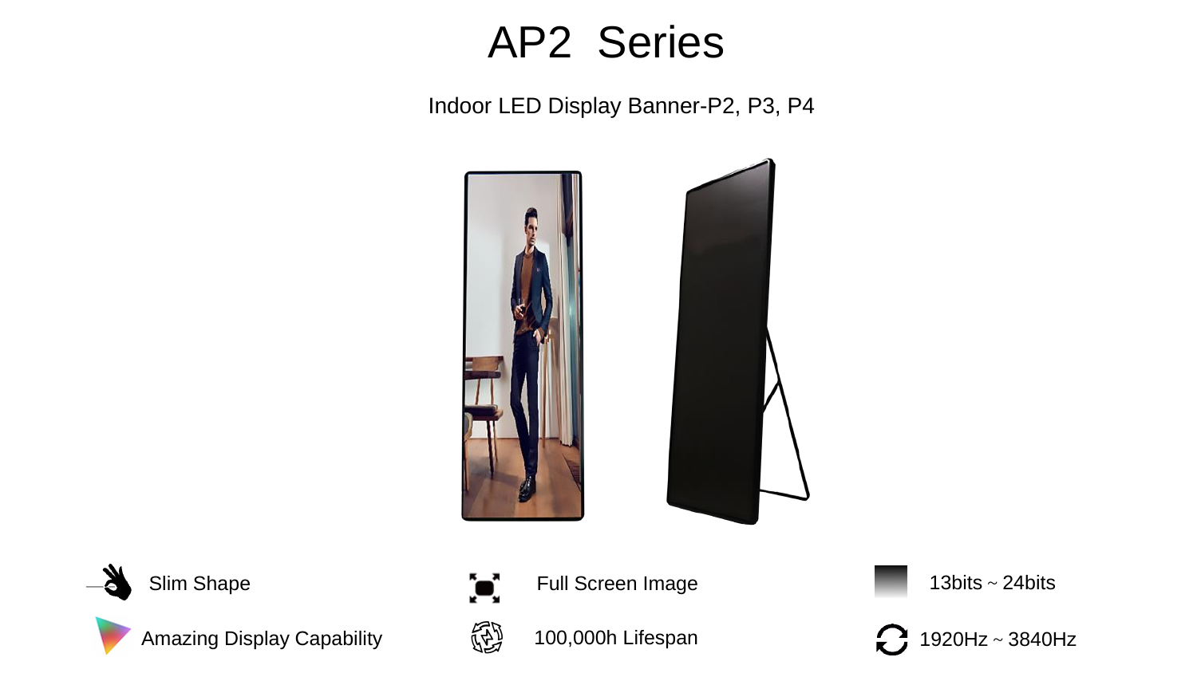# AP2 Series

Indoor LED Display Banner-P2, P3, P4

- Slim Shape
- Full Screen Image
- 13bits ~ 24bits
- Amazing Display Capability
- 100,000h Lifespan
- 1920Hz ~ 3840Hz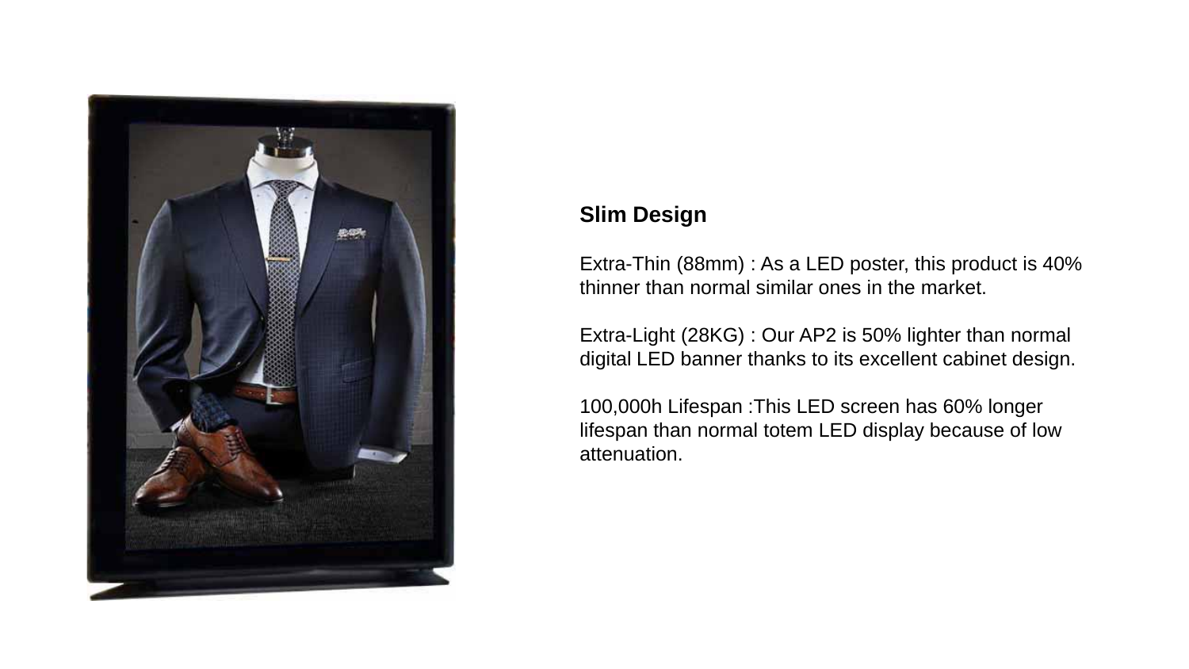## Slim Design

Extra-Thin (88mm) : As a LED poster, this product is 40% thinner than normal similar ones in the market.

Extra-Light (28KG) : Our AP2 is 50% lighter than normal digital LED banner thanks to its excellent cabinet design.

100,000h Lifespan :This LED screen has 60% longer lifespan than normal totem LED display because of low attenuation.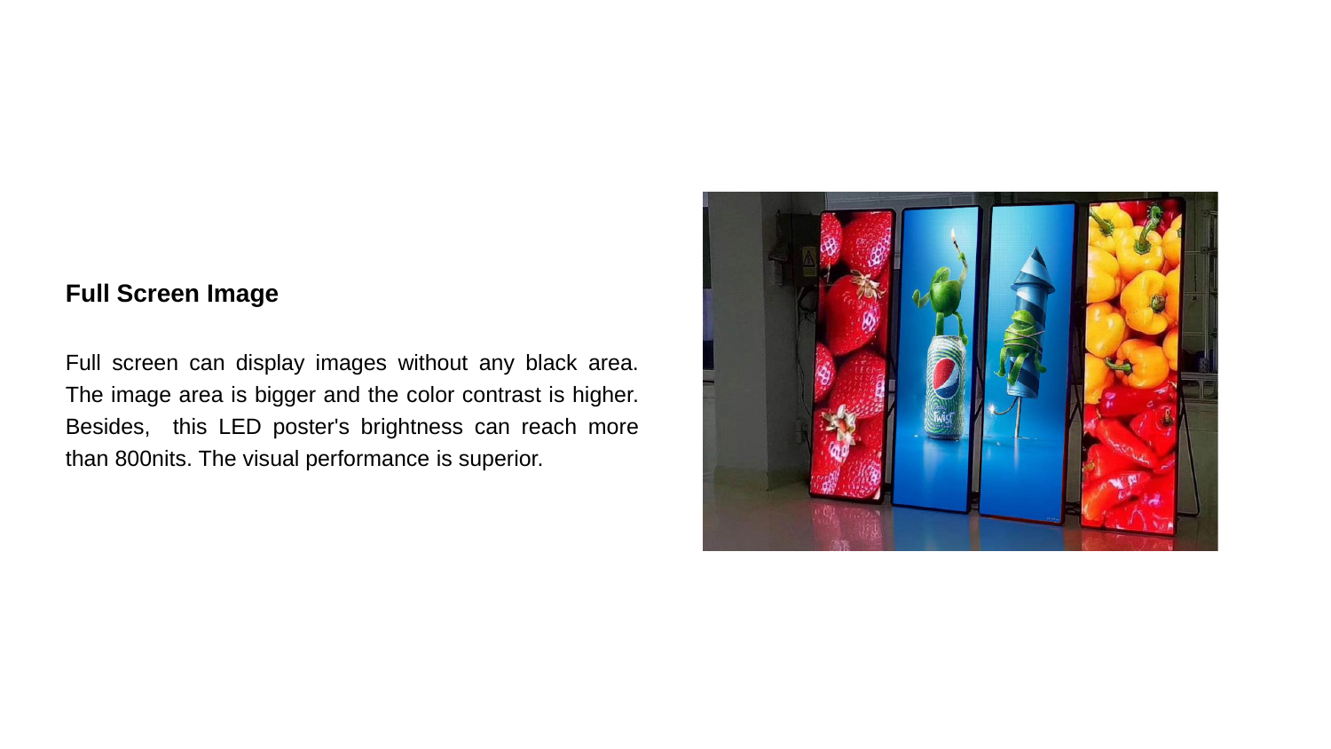## Full Screen Image

Full screen can display images without any black area. The image area is bigger and the color contrast is higher. Besides,  this LED poster's brightness can reach more than 800nits. The visual performance is superior.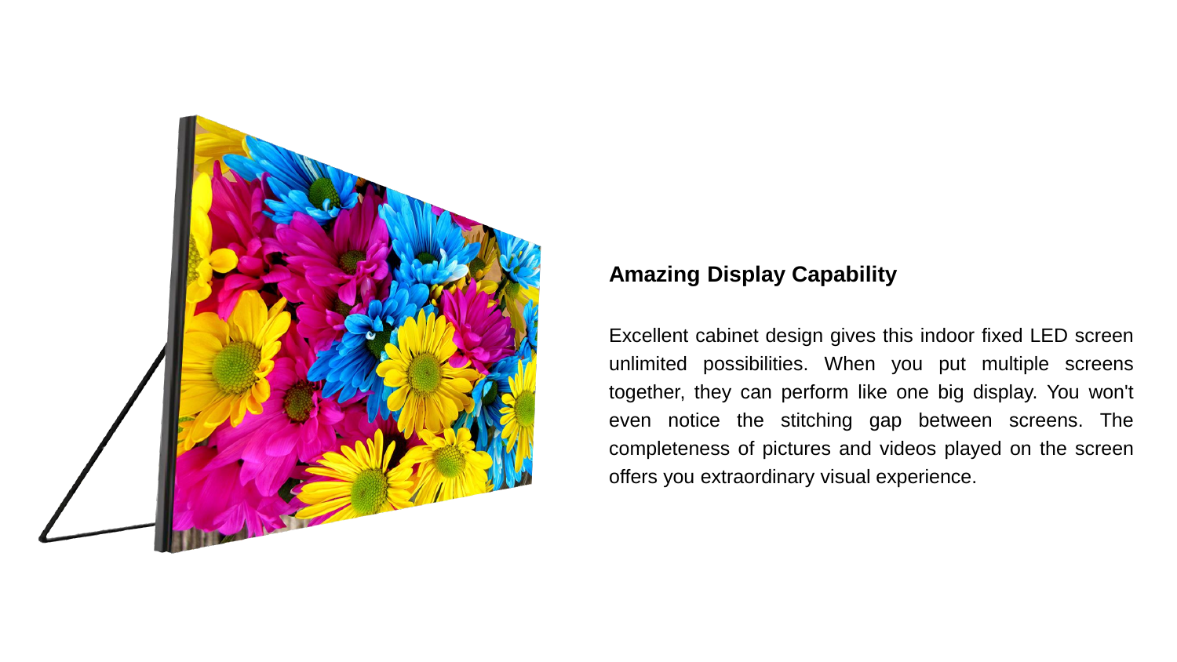## Amazing Display Capability

Excellent cabinet design gives this indoor fixed LED screen unlimited possibilities. When you put multiple screens together, they can perform like one big display. You won't even notice the stitching gap between screens. The completeness of pictures and videos played on the screen offers you extraordinary visual experience.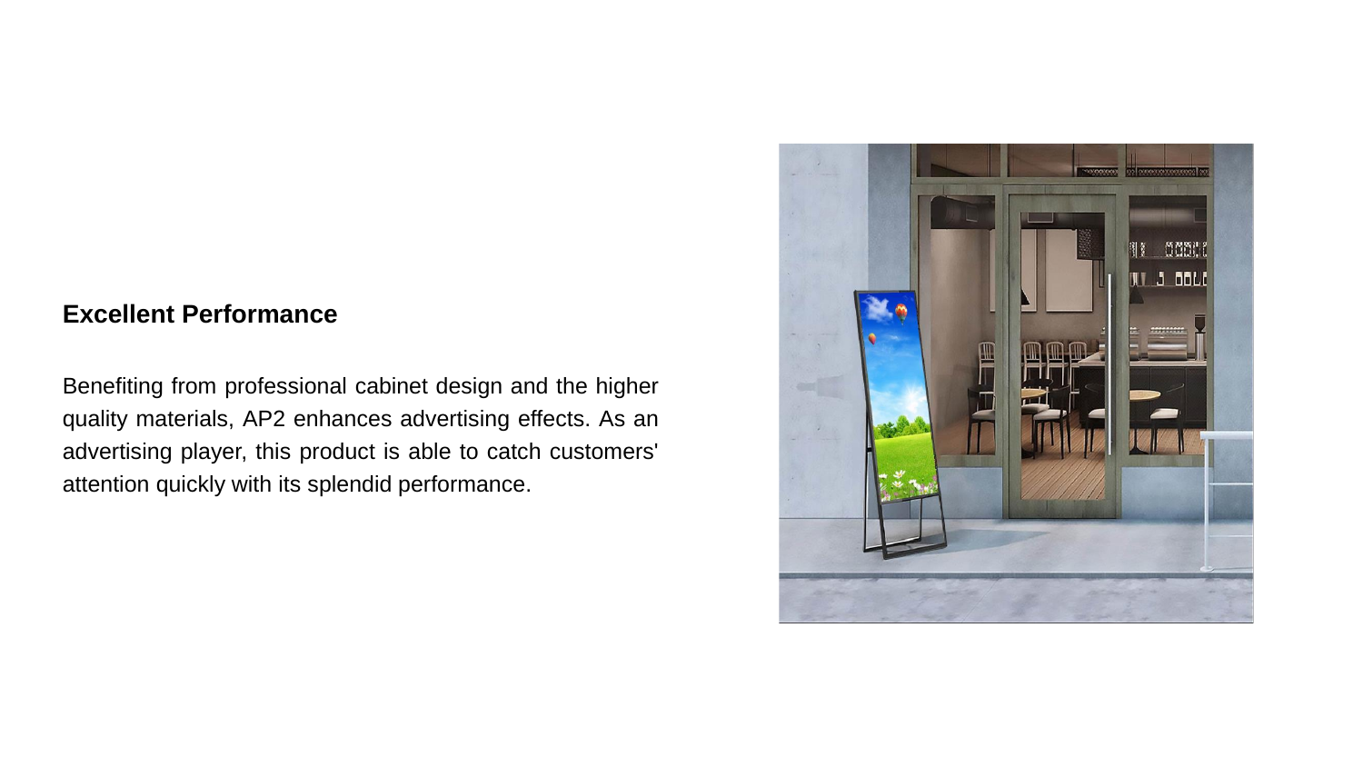## Excellent Performance

Benefiting from professional cabinet design and the higher quality materials, AP2 enhances advertising effects. As an advertising player, this product is able to catch customers' attention quickly with its splendid performance.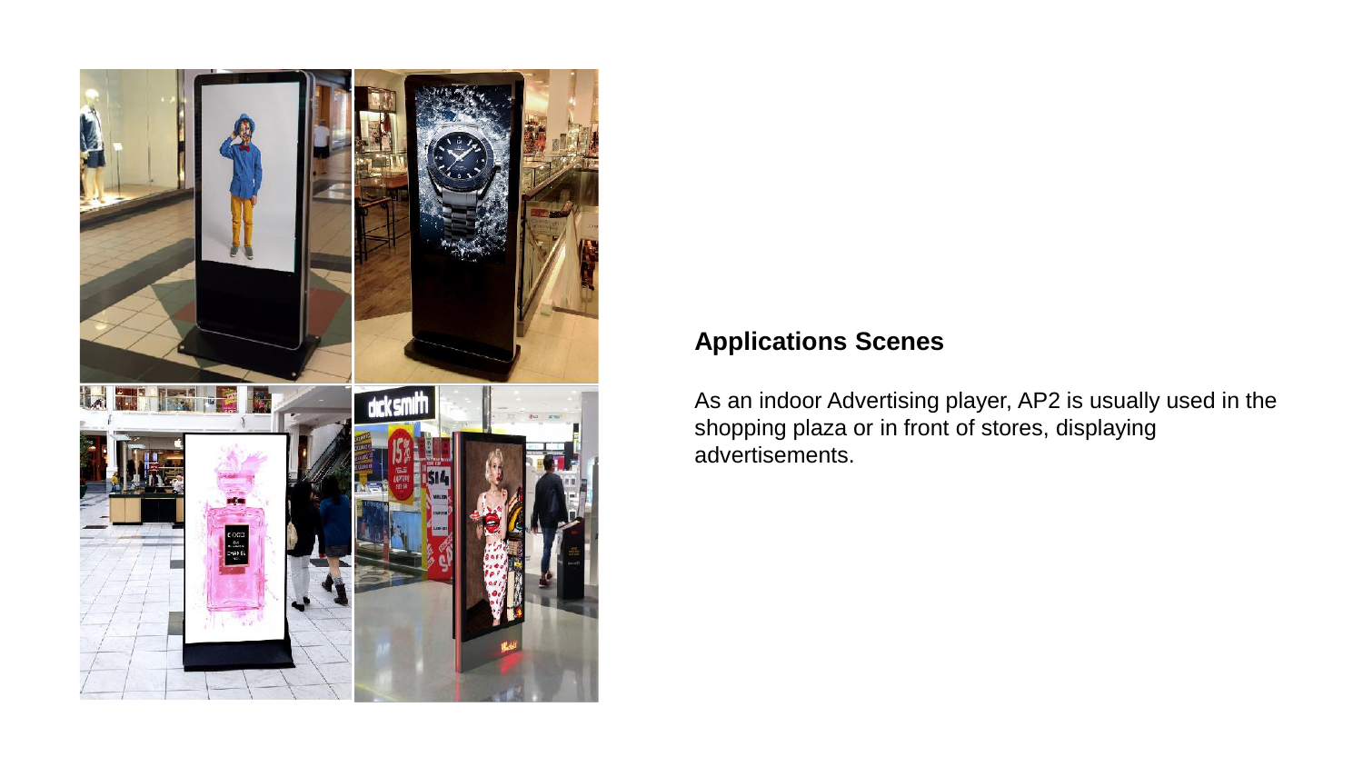## Applications Scenes

As an indoor Advertising player, AP2 is usually used in the shopping plaza or in front of stores, displaying advertisements.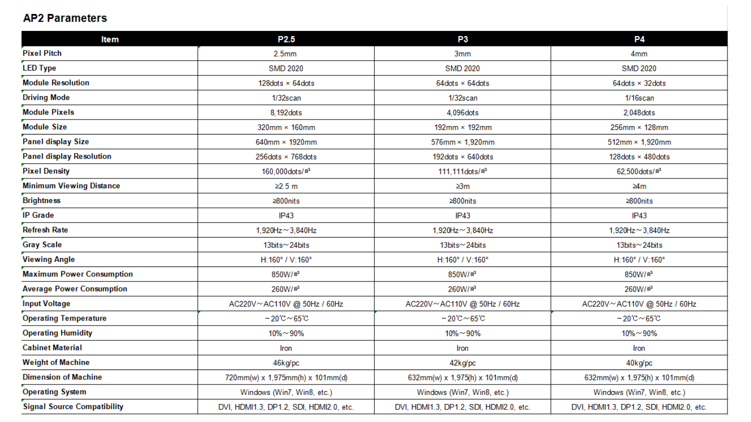## AP2 Parameters

| Item | P2.5 | P3 | P4 |
|---|---|---|---|
| Pixel Pitch | 2.5mm | 3mm | 4mm |
| LED Type | SMD 2020 | SMD 2020 | SMD 2020 |
| Module Resolution | 128dots × 64dots | 64dots × 64dots | 64dots × 32dots |
| Driving Mode | 1/32scan | 1/32scan | 1/16scan |
| Module Pixels | 8,192dots | 4,096dots | 2,048dots |
| Module Size | 320mm × 160mm | 192mm × 192mm | 256mm × 128mm |
| Panel display Size | 640mm × 1920mm | 576mm × 1,920mm | 512mm × 1,920mm |
| Panel display Resolution | 256dots × 768dots | 192dots × 640dots | 128dots × 480dots |
| Pixel Density | 160,000dots/㎡ | 111,111dots/㎡ | 62,500dots/㎡ |
| Minimum Viewing Distance | ≥2.5 m | ≥3m | ≥4m |
| Brightness | ≥800nits | ≥800nits | ≥800nits |
| IP Grade | IP43 | IP43 | IP43 |
| Refresh Rate | 1,920Hz～3,840Hz | 1,920Hz～3,840Hz | 1,920Hz～3,840Hz |
| Gray Scale | 13bits～24bits | 13bits～24bits | 13bits～24bits |
| Viewing Angle | H:160° / V:160° | H:160° / V:160° | H:160° / V:160° |
| Maximum Power Consumption | 850W/㎡ | 850W/㎡ | 850W/㎡ |
| Average Power Consumption | 260W/㎡ | 260W/㎡ | 260W/㎡ |
| Input Voltage | AC220V～AC110V @ 50Hz / 60Hz | AC220V～AC110V @ 50Hz / 60Hz | AC220V～AC110V @ 50Hz / 60Hz |
| Operating Temperature | －20℃～65℃ | －20℃～65℃ | －20℃～65℃ |
| Operating Humidity | 10%～90% | 10%～90% | 10%～90% |
| Cabinet Material | Iron | Iron | Iron |
| Weight of Machine | 46kg/pc | 42kg/pc | 40kg/pc |
| Dimension of Machine | 720mm(w) x 1,975mm(h) x 101mm(d) | 632mm(w) x 1,975(h) x 101mm(d) | 632mm(w) x 1,975(h) x 101mm(d) |
| Operating System | Windows (Win7, Win8, etc.) | Windows (Win7, Win8, etc.) | Windows (Win7, Win8, etc.) |
| Signal Source Compatibility | DVI, HDMI1.3, DP1.2, SDI, HDMI2.0, etc. | DVI, HDMI1.3, DP1.2, SDI, HDMI2.0, etc. | DVI, HDMI1.3, DP1.2, SDI, HDMI2.0, etc. |